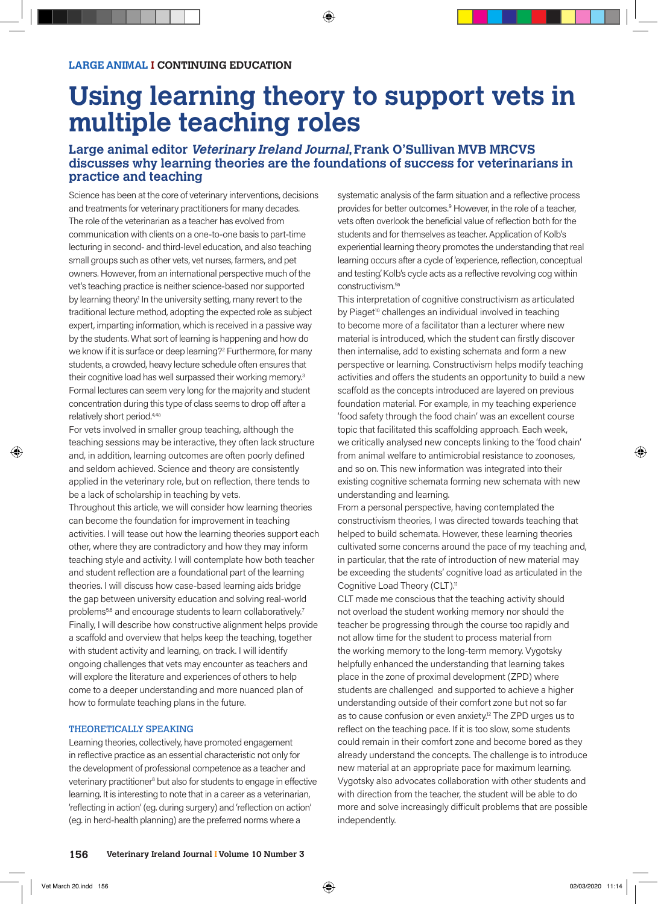LARGE ANIMAL I CONTINUING EDUCATION

# Using learning theory to support vets in multiple teaching roles

## Large animal editor *Veterinary Ireland Journal*, Frank O'Sullivan MVB MRCVS discusses why learning theories are the foundations of success for veterinarians in practice and teaching

Science has been at the core of veterinary interventions, decisions and treatments for veterinary practitioners for many decades. The role of the veterinarian as a teacher has evolved from communication with clients on a one-to-one basis to part-time lecturing in second- and third-level education, and also teaching small groups such as other vets, vet nurses, farmers, and pet owners. However, from an international perspective much of the vet's teaching practice is neither science-based nor supported by learning theory.[1] In the university setting, many revert to the traditional lecture method, adopting the expected role as subject expert, imparting information, which is received in a passive way by the students. What sort of learning is happening and how do we know if it is surface or deep learning?[2] Furthermore, for many students, a crowded, heavy lecture schedule often ensures that their cognitive load has well surpassed their working memory.[3] Formal lectures can seem very long for the majority and student concentration during this type of class seems to drop off after a relatively short period.[4,4a]

For vets involved in smaller group teaching, although the teaching sessions may be interactive, they often lack structure and, in addition, learning outcomes are often poorly defined and seldom achieved. Science and theory are consistently applied in the veterinary role, but on reflection, there tends to be a lack of scholarship in teaching by vets.

Throughout this article, we will consider how learning theories can become the foundation for improvement in teaching activities. I will tease out how the learning theories support each other, where they are contradictory and how they may inform teaching style and activity. I will contemplate how both teacher and student reflection are a foundational part of the learning theories. I will discuss how case-based learning aids bridge the gap between university education and solving real-world problems[5,6] and encourage students to learn collaboratively.[7] Finally, I will describe how constructive alignment helps provide a scaffold and overview that helps keep the teaching, together with student activity and learning, on track. I will identify ongoing challenges that vets may encounter as teachers and will explore the literature and experiences of others to help come to a deeper understanding and more nuanced plan of how to formulate teaching plans in the future.

### THEORETICALLY SPEAKING

Learning theories, collectively, have promoted engagement in reflective practice as an essential characteristic not only for the development of professional competence as a teacher and veterinary practitioner[8] but also for students to engage in effective learning. It is interesting to note that in a career as a veterinarian, 'reflecting in action' (eg. during surgery) and 'reflection on action' (eg. in herd-health planning) are the preferred norms where a systematic analysis of the farm situation and a reflective process provides for better outcomes.[9] However, in the role of a teacher, vets often overlook the beneficial value of reflection both for the students and for themselves as teacher. Application of Kolb's experiential learning theory promotes the understanding that real learning occurs after a cycle of 'experience, reflection, conceptual and testing.' Kolb's cycle acts as a reflective revolving cog within constructivism.[9a]

This interpretation of cognitive constructivism as articulated by Piaget[10] challenges an individual involved in teaching to become more of a facilitator than a lecturer where new material is introduced, which the student can firstly discover then internalise, add to existing schemata and form a new perspective or learning. Constructivism helps modify teaching activities and offers the students an opportunity to build a new scaffold as the concepts introduced are layered on previous foundation material. For example, in my teaching experience 'food safety through the food chain' was an excellent course topic that facilitated this scaffolding approach. Each week, we critically analysed new concepts linking to the 'food chain' from animal welfare to antimicrobial resistance to zoonoses, and so on. This new information was integrated into their existing cognitive schemata forming new schemata with new understanding and learning.

From a personal perspective, having contemplated the constructivism theories, I was directed towards teaching that helped to build schemata. However, these learning theories cultivated some concerns around the pace of my teaching and, in particular, that the rate of introduction of new material may be exceeding the students' cognitive load as articulated in the Cognitive Load Theory (CLT).[11]

CLT made me conscious that the teaching activity should not overload the student working memory nor should the teacher be progressing through the course too rapidly and not allow time for the student to process material from the working memory to the long-term memory. Vygotsky helpfully enhanced the understanding that learning takes place in the zone of proximal development (ZPD) where students are challenged and supported to achieve a higher understanding outside of their comfort zone but not so far as to cause confusion or even anxiety.[12] The ZPD urges us to reflect on the teaching pace. If it is too slow, some students could remain in their comfort zone and become bored as they already understand the concepts. The challenge is to introduce new material at an appropriate pace for maximum learning. Vygotsky also advocates collaboration with other students and with direction from the teacher, the student will be able to do more and solve increasingly difficult problems that are possible independently.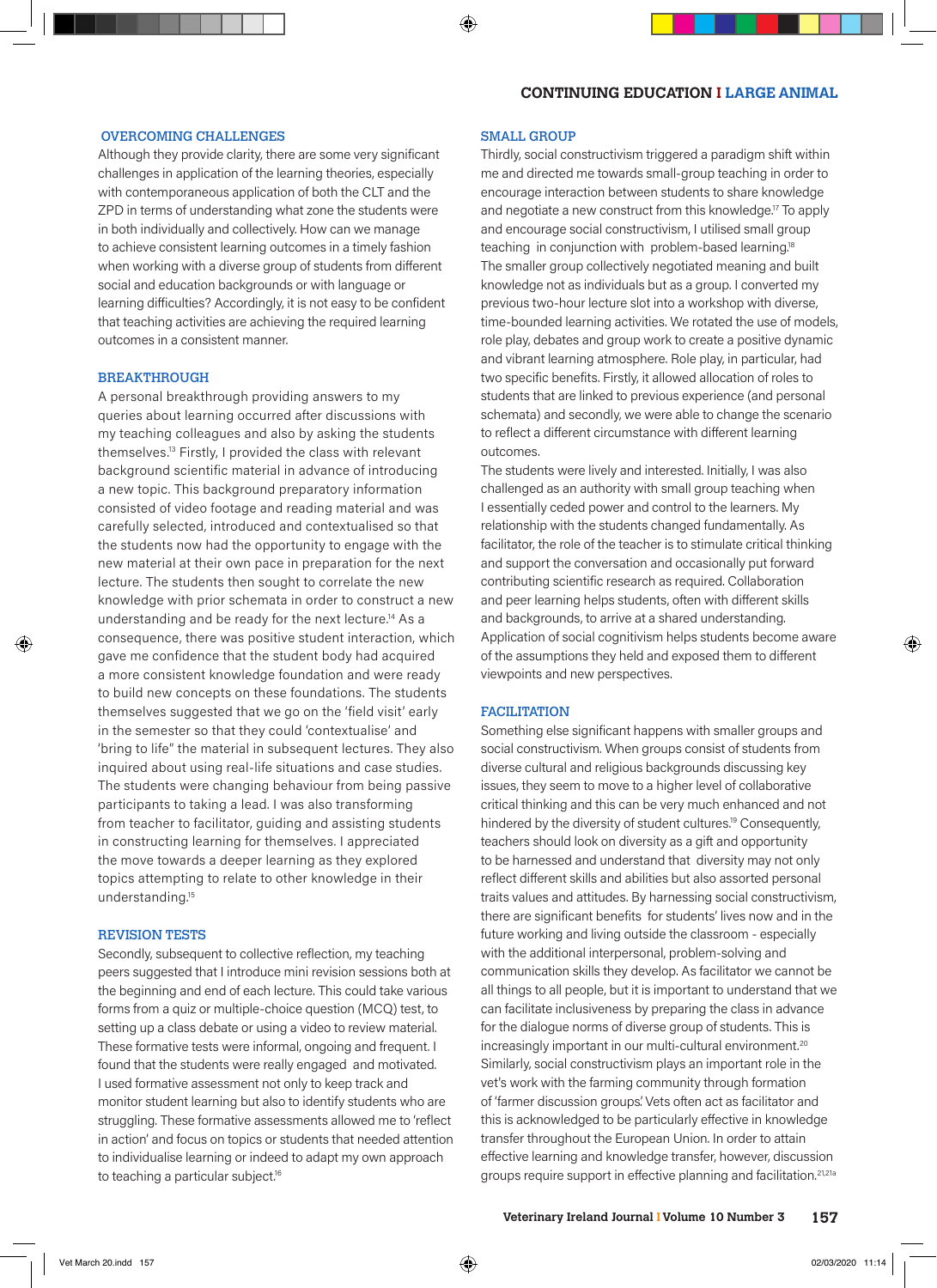## OVERCOMING CHALLENGES

Although they provide clarity, there are some very significant challenges in application of the learning theories, especially with contemporaneous application of both the CLT and the ZPD in terms of understanding what zone the students were in both individually and collectively. How can we manage to achieve consistent learning outcomes in a timely fashion when working with a diverse group of students from different social and education backgrounds or with language or learning difficulties? Accordingly, it is not easy to be confident that teaching activities are achieving the required learning outcomes in a consistent manner.

## BREAKTHROUGH

A personal breakthrough providing answers to my queries about learning occurred after discussions with my teaching colleagues and also by asking the students themselves.[13] Firstly, I provided the class with relevant background scientific material in advance of introducing a new topic. This background preparatory information consisted of video footage and reading material and was carefully selected, introduced and contextualised so that the students now had the opportunity to engage with the new material at their own pace in preparation for the next lecture. The students then sought to correlate the new knowledge with prior schemata in order to construct a new understanding and be ready for the next lecture.[14] As a consequence, there was positive student interaction, which gave me confidence that the student body had acquired a more consistent knowledge foundation and were ready to build new concepts on these foundations. The students themselves suggested that we go on the 'field visit' early in the semester so that they could 'contextualise' and 'bring to life" the material in subsequent lectures. They also inquired about using real-life situations and case studies. The students were changing behaviour from being passive participants to taking a lead. I was also transforming from teacher to facilitator, guiding and assisting students in constructing learning for themselves. I appreciated the move towards a deeper learning as they explored topics attempting to relate to other knowledge in their understanding.[15]

## REVISION TESTS

Secondly, subsequent to collective reflection, my teaching peers suggested that I introduce mini revision sessions both at the beginning and end of each lecture. This could take various forms from a quiz or multiple-choice question (MCQ) test, to setting up a class debate or using a video to review material. These formative tests were informal, ongoing and frequent. I found that the students were really engaged and motivated. I used formative assessment not only to keep track and monitor student learning but also to identify students who are struggling. These formative assessments allowed me to 'reflect in action' and focus on topics or students that needed attention to individualise learning or indeed to adapt my own approach to teaching a particular subject.[16]

## SMALL GROUP

Thirdly, social constructivism triggered a paradigm shift within me and directed me towards small-group teaching in order to encourage interaction between students to share knowledge and negotiate a new construct from this knowledge.[17] To apply and encourage social constructivism, I utilised small group teaching in conjunction with problem-based learning.[18]
The smaller group collectively negotiated meaning and built knowledge not as individuals but as a group. I converted my previous two-hour lecture slot into a workshop with diverse, time-bounded learning activities. We rotated the use of models, role play, debates and group work to create a positive dynamic and vibrant learning atmosphere. Role play, in particular, had two specific benefits. Firstly, it allowed allocation of roles to students that are linked to previous experience (and personal schemata) and secondly, we were able to change the scenario to reflect a different circumstance with different learning outcomes.
The students were lively and interested. Initially, I was also challenged as an authority with small group teaching when I essentially ceded power and control to the learners. My relationship with the students changed fundamentally. As facilitator, the role of the teacher is to stimulate critical thinking and support the conversation and occasionally put forward contributing scientific research as required. Collaboration and peer learning helps students, often with different skills and backgrounds, to arrive at a shared understanding. Application of social cognitivism helps students become aware of the assumptions they held and exposed them to different viewpoints and new perspectives.

## FACILITATION

Something else significant happens with smaller groups and social constructivism. When groups consist of students from diverse cultural and religious backgrounds discussing key issues, they seem to move to a higher level of collaborative critical thinking and this can be very much enhanced and not hindered by the diversity of student cultures.[19] Consequently, teachers should look on diversity as a gift and opportunity to be harnessed and understand that diversity may not only reflect different skills and abilities but also assorted personal traits values and attitudes. By harnessing social constructivism, there are significant benefits for students' lives now and in the future working and living outside the classroom - especially with the additional interpersonal, problem-solving and communication skills they develop. As facilitator we cannot be all things to all people, but it is important to understand that we can facilitate inclusiveness by preparing the class in advance for the dialogue norms of diverse group of students. This is increasingly important in our multi-cultural environment.[20]
Similarly, social constructivism plays an important role in the vet's work with the farming community through formation of 'farmer discussion groups.' Vets often act as facilitator and this is acknowledged to be particularly effective in knowledge transfer throughout the European Union. In order to attain effective learning and knowledge transfer, however, discussion groups require support in effective planning and facilitation.[21,21a]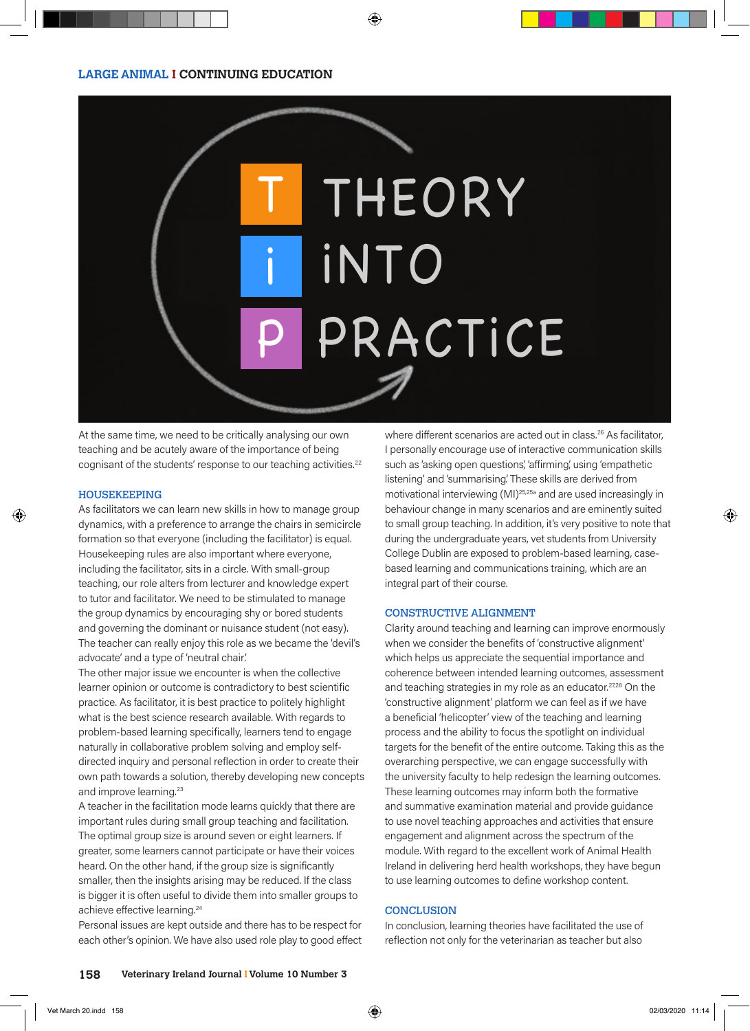At the same time, we need to be critically analysing our own teaching and be acutely aware of the importance of being cognisant of the students' response to our teaching activities.[22]

## HOUSEKEEPING

As facilitators we can learn new skills in how to manage group dynamics, with a preference to arrange the chairs in semicircle formation so that everyone (including the facilitator) is equal. Housekeeping rules are also important where everyone, including the facilitator, sits in a circle. With small-group teaching, our role alters from lecturer and knowledge expert to tutor and facilitator. We need to be stimulated to manage the group dynamics by encouraging shy or bored students and governing the dominant or nuisance student (not easy). The teacher can really enjoy this role as we became the 'devil's advocate' and a type of 'neutral chair.'

The other major issue we encounter is when the collective learner opinion or outcome is contradictory to best scientific practice. As facilitator, it is best practice to politely highlight what is the best science research available. With regards to problem-based learning specifically, learners tend to engage naturally in collaborative problem solving and employ self-directed inquiry and personal reflection in order to create their own path towards a solution, thereby developing new concepts and improve learning.[23]

A teacher in the facilitation mode learns quickly that there are important rules during small group teaching and facilitation. The optimal group size is around seven or eight learners. If greater, some learners cannot participate or have their voices heard. On the other hand, if the group size is significantly smaller, then the insights arising may be reduced. If the class is bigger it is often useful to divide them into smaller groups to achieve effective learning.[24]

Personal issues are kept outside and there has to be respect for each other's opinion. We have also used role play to good effect where different scenarios are acted out in class.[26] As facilitator, I personally encourage use of interactive communication skills such as 'asking open questions,' 'affirming,' using 'empathetic listening' and 'summarising.' These skills are derived from motivational interviewing (MI)[25,25a] and are used increasingly in behaviour change in many scenarios and are eminently suited to small group teaching. In addition, it's very positive to note that during the undergraduate years, vet students from University College Dublin are exposed to problem-based learning, case-based learning and communications training, which are an integral part of their course.

## CONSTRUCTIVE ALIGNMENT

Clarity around teaching and learning can improve enormously when we consider the benefits of 'constructive alignment' which helps us appreciate the sequential importance and coherence between intended learning outcomes, assessment and teaching strategies in my role as an educator.[27,28] On the 'constructive alignment' platform we can feel as if we have a beneficial 'helicopter' view of the teaching and learning process and the ability to focus the spotlight on individual targets for the benefit of the entire outcome. Taking this as the overarching perspective, we can engage successfully with the university faculty to help redesign the learning outcomes. These learning outcomes may inform both the formative and summative examination material and provide guidance to use novel teaching approaches and activities that ensure engagement and alignment across the spectrum of the module. With regard to the excellent work of Animal Health Ireland in delivering herd health workshops, they have begun to use learning outcomes to define workshop content.

## CONCLUSION

In conclusion, learning theories have facilitated the use of reflection not only for the veterinarian as teacher but also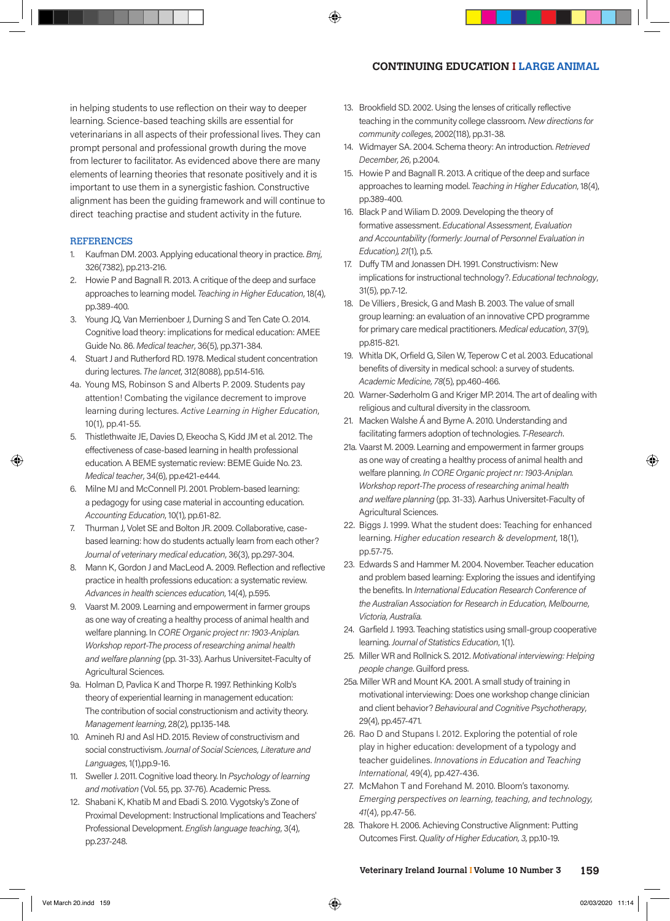in helping students to use reflection on their way to deeper learning. Science-based teaching skills are essential for veterinarians in all aspects of their professional lives. They can prompt personal and professional growth during the move from lecturer to facilitator. As evidenced above there are many elements of learning theories that resonate positively and it is important to use them in a synergistic fashion. Constructive alignment has been the guiding framework and will continue to direct teaching practise and student activity in the future.

## REFERENCES

1. Kaufman DM. 2003. Applying educational theory in practice. *Bmj*, 326(7382), pp.213-216.
2. Howie P and Bagnall R. 2013. A critique of the deep and surface approaches to learning model. *Teaching in Higher Education*, 18(4), pp.389-400.
3. Young JQ, Van Merrienboer J, Durning S and Ten Cate O. 2014. Cognitive load theory: implications for medical education: AMEE Guide No. 86. *Medical teacher*, 36(5), pp.371-384.
4. Stuart J and Rutherford RD. 1978. Medical student concentration during lectures. *The lancet*, 312(8088), pp.514-516.

4a. Young MS, Robinson S and Alberts P. 2009. Students pay attention! Combating the vigilance decrement to improve learning during lectures. *Active Learning in Higher Education*, 10(1), pp.41-55.

5. Thistlethwaite JE, Davies D, Ekeocha S, Kidd JM et al. 2012. The effectiveness of case-based learning in health professional education. A BEME systematic review: BEME Guide No. 23. *Medical teacher*, 34(6), pp.e421-e444.
6. Milne MJ and McConnell PJ. 2001. Problem-based learning: a pedagogy for using case material in accounting education. *Accounting Education*, 10(1), pp.61-82.
7. Thurman J, Volet SE and Bolton JR. 2009. Collaborative, case-based learning: how do students actually learn from each other? *Journal of veterinary medical education*, 36(3), pp.297-304.
8. Mann K, Gordon J and MacLeod A. 2009. Reflection and reflective practice in health professions education: a systematic review. *Advances in health sciences education*, 14(4), p.595.
9. Vaarst M. 2009. Learning and empowerment in farmer groups as one way of creating a healthy process of animal health and welfare planning. In *CORE Organic project nr: 1903-Aniplan. Workshop report-The process of researching animal health and welfare planning* (pp. 31-33). Aarhus Universitet-Faculty of Agricultural Sciences.

9a. Holman D, Pavlica K and Thorpe R. 1997. Rethinking Kolb's theory of experiential learning in management education: The contribution of social constructionism and activity theory. *Management learning*, 28(2), pp.135-148.

10. Amineh RJ and Asl HD. 2015. Review of constructivism and social constructivism. *Journal of Social Sciences, Literature and Languages*, 1(1),pp.9-16.
11. Sweller J. 2011. Cognitive load theory. In *Psychology of learning and motivation* (Vol. 55, pp. 37-76). Academic Press.
12. Shabani K, Khatib M and Ebadi S. 2010. Vygotsky's Zone of Proximal Development: Instructional Implications and Teachers' Professional Development. *English language teaching*, 3(4), pp.237-248.
13. Brookfield SD. 2002. Using the lenses of critically reflective teaching in the community college classroom. *New directions for community colleges*, 2002(118), pp.31-38.
14. Widmayer SA. 2004. Schema theory: An introduction. *Retrieved December, 26*, p.2004.
15. Howie P and Bagnall R. 2013. A critique of the deep and surface approaches to learning model. *Teaching in Higher Education*, 18(4), pp.389-400.
16. Black P and Wiliam D. 2009. Developing the theory of formative assessment. *Educational Assessment, Evaluation and Accountability (formerly: Journal of Personnel Evaluation in Education), 21*(1), p.5.
17. Duffy TM and Jonassen DH. 1991. Constructivism: New implications for instructional technology?. *Educational technology*, 31(5), pp.7-12.
18. De Villiers , Bresick, G and Mash B. 2003. The value of small group learning: an evaluation of an innovative CPD programme for primary care medical practitioners. *Medical education*, 37(9), pp.815-821.
19. Whitla DK, Orfield G, Silen W, Teperow C et al. 2003. Educational benefits of diversity in medical school: a survey of students. *Academic Medicine, 78*(5), pp.460-466.
20. Warner-Søderholm G and Kriger MP. 2014. The art of dealing with religious and cultural diversity in the classroom.
21. Macken Walshe Á and Byrne A. 2010. Understanding and facilitating farmers adoption of technologies. *T-Research*.

21a. Vaarst M. 2009. Learning and empowerment in farmer groups as one way of creating a healthy process of animal health and welfare planning. *In CORE Organic project nr: 1903-Aniplan. Workshop report-The process of researching animal health and welfare planning* (pp. 31-33). Aarhus Universitet-Faculty of Agricultural Sciences.

22. Biggs J. 1999. What the student does: Teaching for enhanced learning. *Higher education research & development*, 18(1), pp.57-75.
23. Edwards S and Hammer M. 2004. November. Teacher education and problem based learning: Exploring the issues and identifying the benefits. In *International Education Research Conference of the Australian Association for Research in Education, Melbourne, Victoria, Australia.*
24. Garfield J. 1993. Teaching statistics using small-group cooperative learning. *Journal of Statistics Education*, 1(1).
25. Miller WR and Rollnick S. 2012. *Motivational interviewing: Helping people change*. Guilford press.

25a. Miller WR and Mount KA. 2001. A small study of training in motivational interviewing: Does one workshop change clinician and client behavior? *Behavioural and Cognitive Psychotherapy*, 29(4), pp.457-471.

26. Rao D and Stupans I. 2012. Exploring the potential of role play in higher education: development of a typology and teacher guidelines. *Innovations in Education and Teaching International*, 49(4), pp.427-436.
27. McMahon T and Forehand M. 2010. Bloom's taxonomy. *Emerging perspectives on learning, teaching, and technology, 41*(4), pp.47-56.
28. Thakore H. 2006. Achieving Constructive Alignment: Putting Outcomes First. *Quality of Higher Education, 3*, pp.10-19.